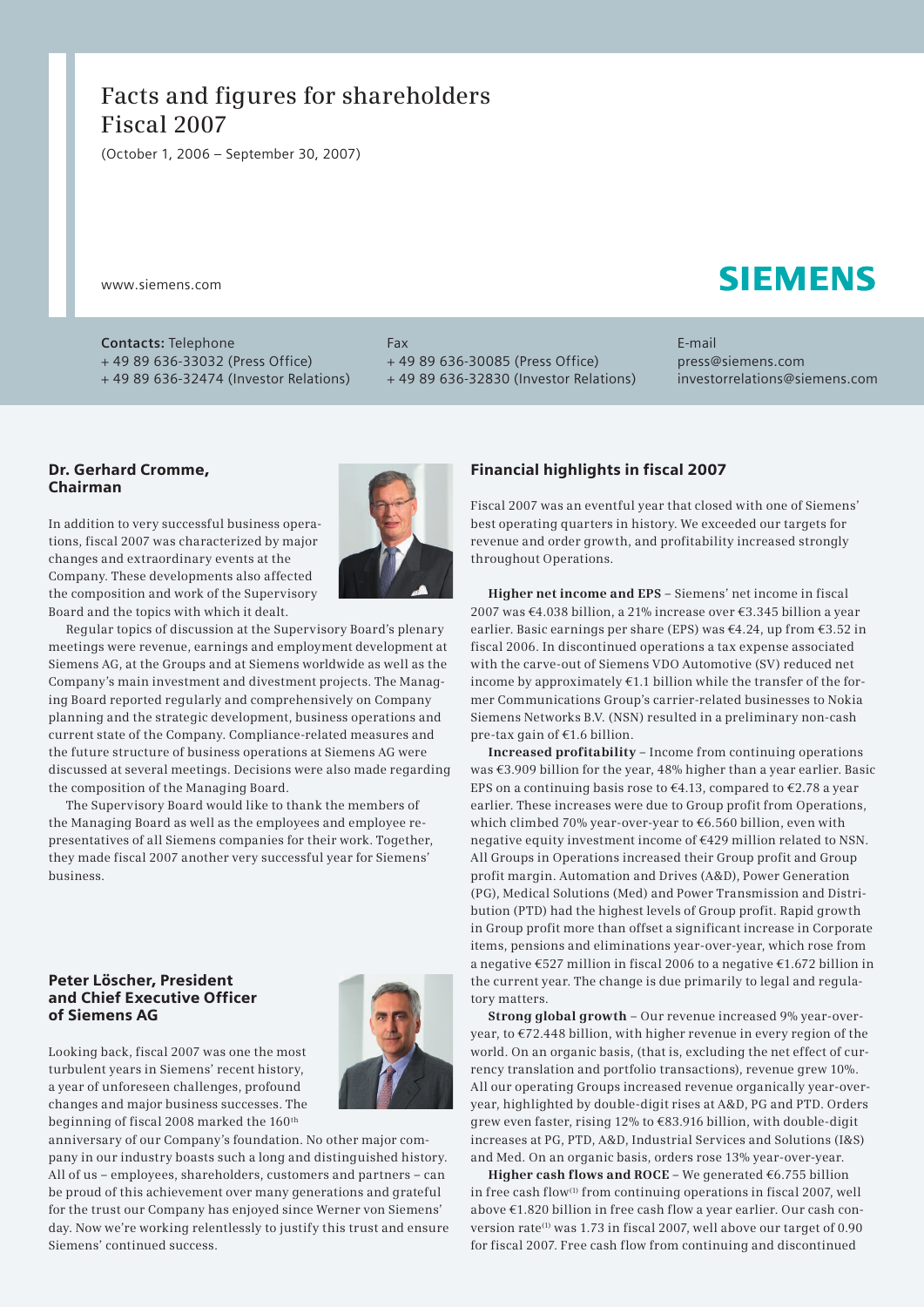# Facts and figures for shareholders Fiscal 2007

(October 1, 2006 – September 30, 2007)

www.siemens.com

SIEMENS

**Contacts:** Telephone
+ 49 89 636-33032 (Press Office)
+ 49 89 636-32474 (Investor Relations)

Fax
+ 49 89 636-30085 (Press Office)
+ 49 89 636-32830 (Investor Relations)

E-mail
press@siemens.com
investorrelations@siemens.com

## Dr. Gerhard Cromme, Chairman

In addition to very successful business operations, fiscal 2007 was characterized by major changes and extraordinary events at the Company. These developments also affected the composition and work of the Supervisory Board and the topics with which it dealt.

Regular topics of discussion at the Supervisory Board's plenary meetings were revenue, earnings and employment development at Siemens AG, at the Groups and at Siemens worldwide as well as the Company's main investment and divestment projects. The Managing Board reported regularly and comprehensively on Company planning and the strategic development, business operations and current state of the Company. Compliance-related measures and the future structure of business operations at Siemens AG were discussed at several meetings. Decisions were also made regarding the composition of the Managing Board.

The Supervisory Board would like to thank the members of the Managing Board as well as the employees and employee representatives of all Siemens companies for their work. Together, they made fiscal 2007 another very successful year for Siemens' business.

## Peter Löscher, President and Chief Executive Officer of Siemens AG

Looking back, fiscal 2007 was one the most turbulent years in Siemens' recent history, a year of unforeseen challenges, profound changes and major business successes. The beginning of fiscal 2008 marked the 160th anniversary of our Company's foundation. No other major company in our industry boasts such a long and distinguished history. All of us – employees, shareholders, customers and partners – can be proud of this achievement over many generations and grateful for the trust our Company has enjoyed since Werner von Siemens' day. Now we're working relentlessly to justify this trust and ensure Siemens' continued success.

## Financial highlights in fiscal 2007

Fiscal 2007 was an eventful year that closed with one of Siemens' best operating quarters in history. We exceeded our targets for revenue and order growth, and profitability increased strongly throughout Operations.

**Higher net income and EPS** – Siemens' net income in fiscal 2007 was €4.038 billion, a 21% increase over €3.345 billion a year earlier. Basic earnings per share (EPS) was €4.24, up from €3.52 in fiscal 2006. In discontinued operations a tax expense associated with the carve-out of Siemens VDO Automotive (SV) reduced net income by approximately €1.1 billion while the transfer of the former Communications Group's carrier-related businesses to Nokia Siemens Networks B.V. (NSN) resulted in a preliminary non-cash pre-tax gain of €1.6 billion.

**Increased profitability** – Income from continuing operations was €3.909 billion for the year, 48% higher than a year earlier. Basic EPS on a continuing basis rose to €4.13, compared to €2.78 a year earlier. These increases were due to Group profit from Operations, which climbed 70% year-over-year to €6.560 billion, even with negative equity investment income of €429 million related to NSN. All Groups in Operations increased their Group profit and Group profit margin. Automation and Drives (A&D), Power Generation (PG), Medical Solutions (Med) and Power Transmission and Distribution (PTD) had the highest levels of Group profit. Rapid growth in Group profit more than offset a significant increase in Corporate items, pensions and eliminations year-over-year, which rose from a negative €527 million in fiscal 2006 to a negative €1.672 billion in the current year. The change is due primarily to legal and regulatory matters.

**Strong global growth** – Our revenue increased 9% year-over-year, to €72.448 billion, with higher revenue in every region of the world. On an organic basis, (that is, excluding the net effect of currency translation and portfolio transactions), revenue grew 10%. All our operating Groups increased revenue organically year-over-year, highlighted by double-digit rises at A&D, PG and PTD. Orders grew even faster, rising 12% to €83.916 billion, with double-digit increases at PG, PTD, A&D, Industrial Services and Solutions (I&S) and Med. On an organic basis, orders rose 13% year-over-year.

**Higher cash flows and ROCE** – We generated €6.755 billion in free cash flow[1] from continuing operations in fiscal 2007, well above €1.820 billion in free cash flow a year earlier. Our cash conversion rate[1] was 1.73 in fiscal 2007, well above our target of 0.90 for fiscal 2007. Free cash flow from continuing and discontinued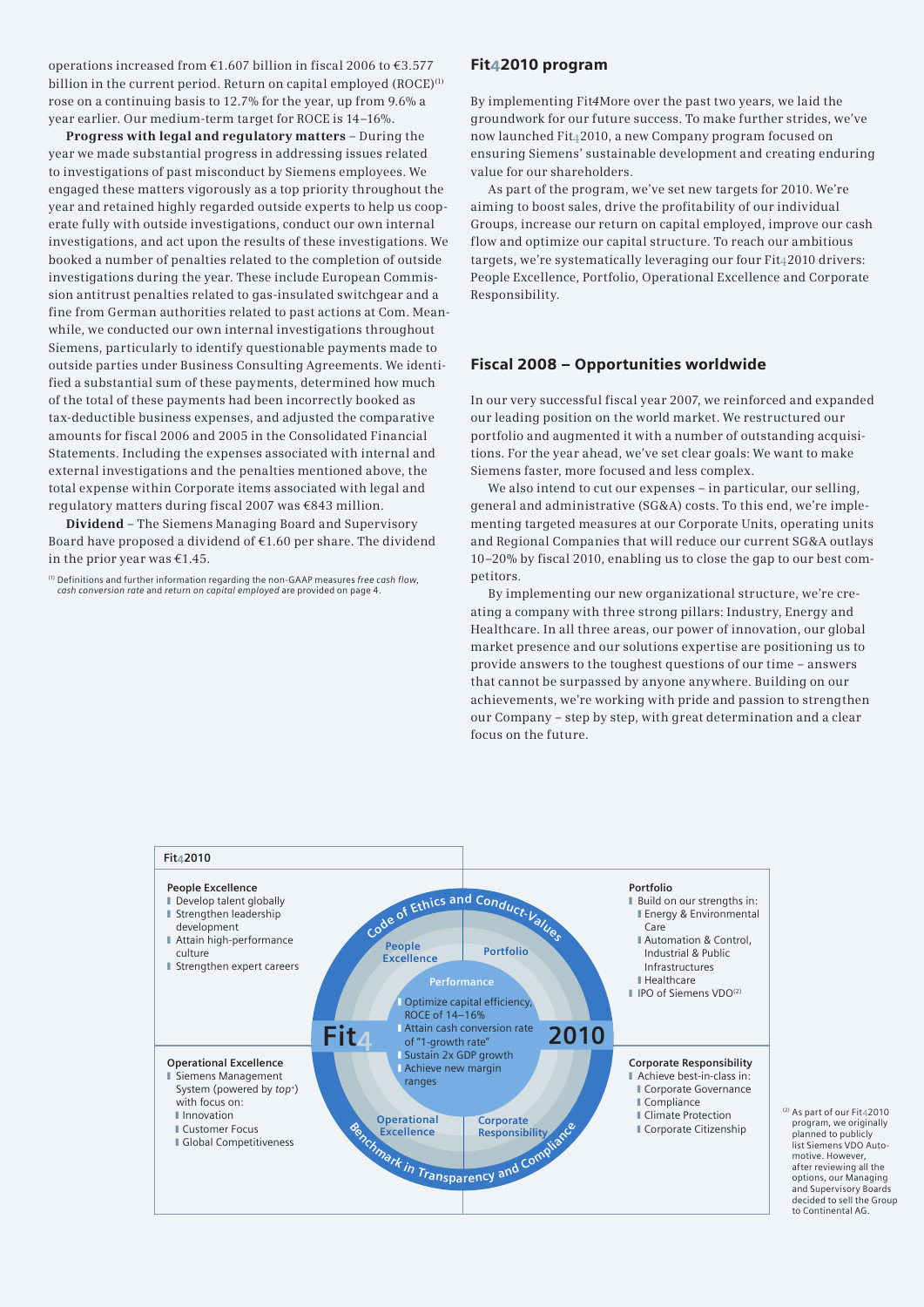operations increased from €1.607 billion in fiscal 2006 to €3.577 billion in the current period. Return on capital employed (ROCE)[1] rose on a continuing basis to 12.7% for the year, up from 9.6% a year earlier. Our medium-term target for ROCE is 14–16%.

**Progress with legal and regulatory matters** – During the year we made substantial progress in addressing issues related to investigations of past misconduct by Siemens employees. We engaged these matters vigorously as a top priority throughout the year and retained highly regarded outside experts to help us cooperate fully with outside investigations, conduct our own internal investigations, and act upon the results of these investigations. We booked a number of penalties related to the completion of outside investigations during the year. These include European Commission antitrust penalties related to gas-insulated switchgear and a fine from German authorities related to past actions at Com. Meanwhile, we conducted our own internal investigations throughout Siemens, particularly to identify questionable payments made to outside parties under Business Consulting Agreements. We identified a substantial sum of these payments, determined how much of the total of these payments had been incorrectly booked as tax-deductible business expenses, and adjusted the comparative amounts for fiscal 2006 and 2005 in the Consolidated Financial Statements. Including the expenses associated with internal and external investigations and the penalties mentioned above, the total expense within Corporate items associated with legal and regulatory matters during fiscal 2007 was €843 million.

**Dividend** – The Siemens Managing Board and Supervisory Board have proposed a dividend of €1.60 per share. The dividend in the prior year was €1.45.

[1] Definitions and further information regarding the non-GAAP measures *free cash flow, cash conversion rate* and *return on capital employed* are provided on page 4.

## Fit42010 program

By implementing Fit4More over the past two years, we laid the groundwork for our future success. To make further strides, we've now launched Fit42010, a new Company program focused on ensuring Siemens' sustainable development and creating enduring value for our shareholders.

As part of the program, we've set new targets for 2010. We're aiming to boost sales, drive the profitability of our individual Groups, increase our return on capital employed, improve our cash flow and optimize our capital structure. To reach our ambitious targets, we're systematically leveraging our four Fit42010 drivers: People Excellence, Portfolio, Operational Excellence and Corporate Responsibility.

## Fiscal 2008 – Opportunities worldwide

In our very successful fiscal year 2007, we reinforced and expanded our leading position on the world market. We restructured our portfolio and augmented it with a number of outstanding acquisitions. For the year ahead, we've set clear goals: We want to make Siemens faster, more focused and less complex.

We also intend to cut our expenses – in particular, our selling, general and administrative (SG&A) costs. To this end, we're implementing targeted measures at our Corporate Units, operating units and Regional Companies that will reduce our current SG&A outlays 10–20% by fiscal 2010, enabling us to close the gap to our best competitors.

By implementing our new organizational structure, we're creating a company with three strong pillars: Industry, Energy and Healthcare. In all three areas, our power of innovation, our global market presence and our solutions expertise are positioning us to provide answers to the toughest questions of our time – answers that cannot be surpassed by anyone anywhere. Building on our achievements, we're working with pride and passion to strengthen our Company – step by step, with great determination and a clear focus on the future.

**Fit42010**

**People Excellence**
- Develop talent globally
- Strengthen leadership development
- Attain high-performance culture
- Strengthen expert careers

**Portfolio**
- Build on our strengths in:
  - Energy & Environmental Care
  - Automation & Control, Industrial & Public Infrastructures
  - Healthcare
- IPO of Siemens VDO[2]

**Performance**
- Optimize capital efficiency, ROCE of 14–16%
- Attain cash conversion rate of "1-growth rate"
- Sustain 2x GDP growth
- Achieve new margin ranges

Code of Ethics and Conduct-Values

Benchmark in Transparency and Compliance

**Operational Excellence**
- Siemens Management System (powered by *top*+) with focus on:
  - Innovation
  - Customer Focus
  - Global Competitiveness

**Corporate Responsibility**
- Achieve best-in-class in:
  - Corporate Governance
  - Compliance
  - Climate Protection
  - Corporate Citizenship

[2] As part of our Fit42010 program, we originally planned to publicly list Siemens VDO Automotive. However, after reviewing all the options, our Managing and Supervisory Boards decided to sell the Group to Continental AG.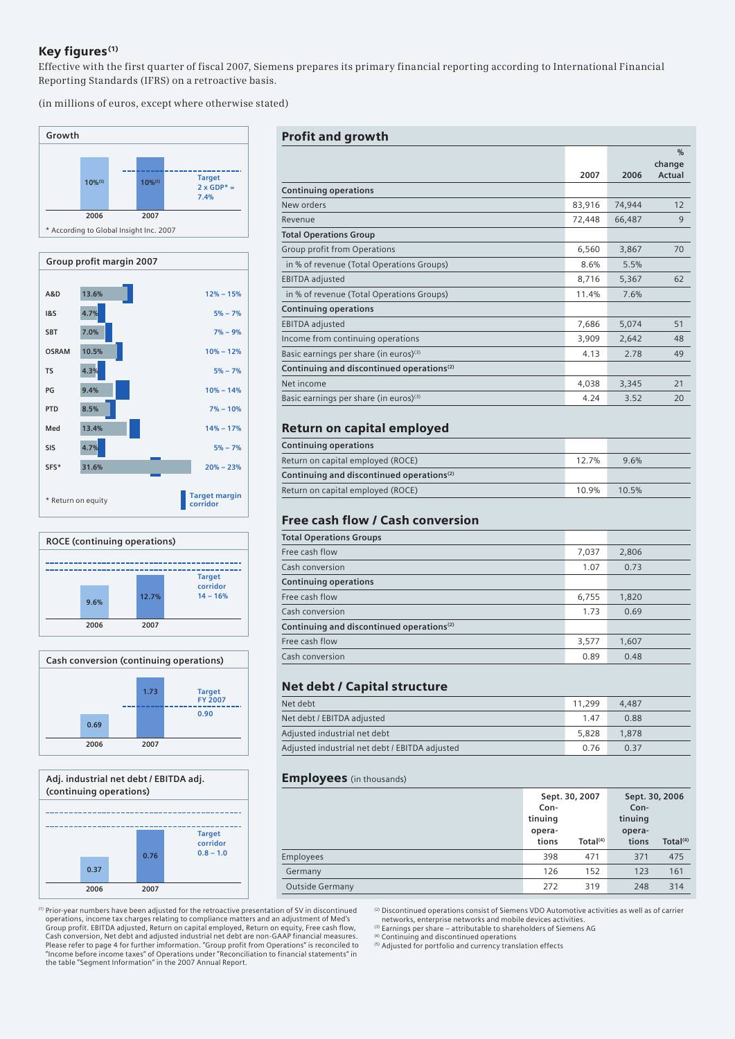## Key figures[1]

Effective with the first quarter of fiscal 2007, Siemens prepares its primary financial reporting according to International Financial Reporting Standards (IFRS) on a retroactive basis.

(in millions of euros, except where otherwise stated)

### Growth

| | 2006 | 2007 |
|---|---|---|
| Growth | 10%[5] | 10%[5] |

Target 2 x GDP* = 7.4%

* According to Global Insight Inc. 2007

### Group profit margin 2007

| | Group profit margin 2007 | Target margin corridor |
|---|---|---|
| A&D | 13.6% | 12% – 15% |
| I&S | 4.7% | 5% – 7% |
| SBT | 7.0% | 7% – 9% |
| OSRAM | 10.5% | 10% – 12% |
| TS | 4.3% | 5% – 7% |
| PG | 9.4% | 10% – 14% |
| PTD | 8.5% | 7% – 10% |
| Med | 13.4% | 14% – 17% |
| SIS | 4.7% | 5% – 7% |
| SFS* | 31.6% | 20% – 23% |

* Return on equity

### ROCE (continuing operations)

| 2006 | 2007 |
|---|---|
| 9.6% | 12.7% |

Target corridor 14 – 16%

### Cash conversion (continuing operations)

| 2006 | 2007 |
|---|---|
| 0.69 | 1.73 |

Target FY 2007 0.90

### Adj. industrial net debt / EBITDA adj. (continuing operations)

| 2006 | 2007 |
|---|---|
| 0.37 | 0.76 |

Target corridor 0.8 – 1.0

## Profit and growth

| | 2007 | 2006 | % change Actual |
|---|---|---|---|
| **Continuing operations** | | | |
| New orders | 83,916 | 74,944 | 12 |
| Revenue | 72,448 | 66,487 | 9 |
| **Total Operations Group** | | | |
| Group profit from Operations | 6,560 | 3,867 | 70 |
| in % of revenue (Total Operations Groups) | 8.6% | 5.5% | |
| EBITDA adjusted | 8,716 | 5,367 | 62 |
| in % of revenue (Total Operations Groups) | 11.4% | 7.6% | |
| **Continuing operations** | | | |
| EBITDA adjusted | 7,686 | 5,074 | 51 |
| Income from continuing operations | 3,909 | 2,642 | 48 |
| Basic earnings per share (in euros)[3] | 4.13 | 2.78 | 49 |
| **Continuing and discontinued operations[2]** | | | |
| Net income | 4,038 | 3,345 | 21 |
| Basic earnings per share (in euros)[3] | 4.24 | 3.52 | 20 |

## Return on capital employed

| | 2007 | 2006 |
|---|---|---|
| **Continuing operations** | | |
| Return on capital employed (ROCE) | 12.7% | 9.6% |
| **Continuing and discontinued operations[2]** | | |
| Return on capital employed (ROCE) | 10.9% | 10.5% |

## Free cash flow / Cash conversion

| | 2007 | 2006 |
|---|---|---|
| **Total Operations Groups** | | |
| Free cash flow | 7,037 | 2,806 |
| Cash conversion | 1.07 | 0.73 |
| **Continuing operations** | | |
| Free cash flow | 6,755 | 1,820 |
| Cash conversion | 1.73 | 0.69 |
| **Continuing and discontinued operations[2]** | | |
| Free cash flow | 3,577 | 1,607 |
| Cash conversion | 0.89 | 0.48 |

## Net debt / Capital structure

| | 2007 | 2006 |
|---|---|---|
| Net debt | 11,299 | 4,487 |
| Net debt / EBITDA adjusted | 1.47 | 0.88 |
| Adjusted industrial net debt | 5,828 | 1,878 |
| Adjusted industrial net debt / EBITDA adjusted | 0.76 | 0.37 |

## Employees (in thousands)

| | Sept. 30, 2007 | | Sept. 30, 2006 | |
|---|---|---|---|---|
| | Continuing operations | Total[4] | Continuing operations | Total[4] |
| Employees | 398 | 471 | 371 | 475 |
| Germany | 126 | 152 | 123 | 161 |
| Outside Germany | 272 | 319 | 248 | 314 |

[1] Prior-year numbers have been adjusted for the retroactive presentation of SV in discontinued operations, income tax charges relating to compliance matters and an adjustment of Med's Group profit. EBITDA adjusted, Return on capital employed, Return on equity, Free cash flow, Cash conversion, Net debt and adjusted industrial net debt are non-GAAP financial measures. Please refer to page 4 for further imformation. "Group profit from Operations" is reconciled to "Income before income taxes" of Operations under "Reconciliation to financial statements" in the table "Segment Information" in the 2007 Annual Report.

[2] Discontinued operations consist of Siemens VDO Automotive activities as well as of carrier networks, enterprise networks and mobile devices activities.

[3] Earnings per share – attributable to shareholders of Siemens AG

[4] Continuing and discontinued operations

[5] Adjusted for portfolio and currency translation effects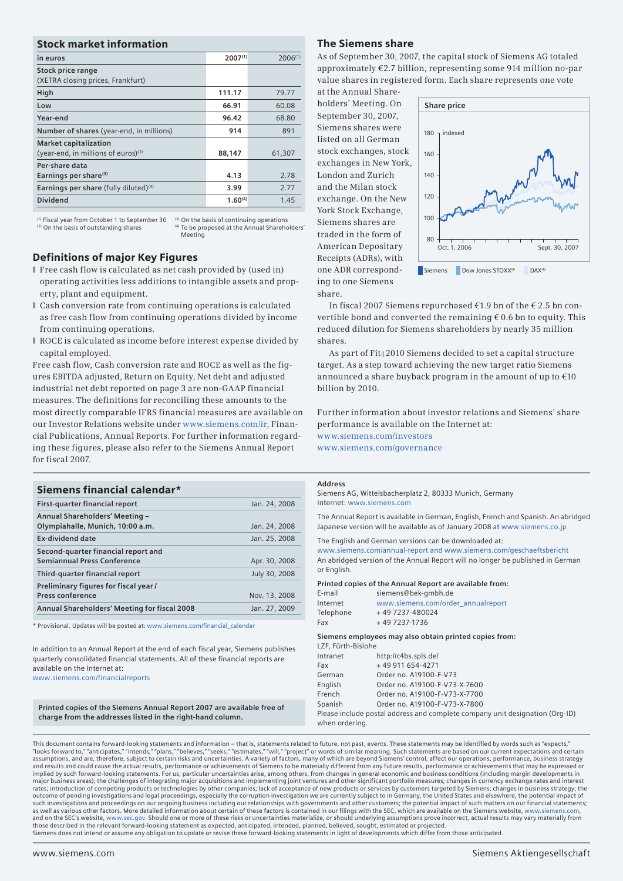## Stock market information

| in euros | 2007[1] | 2006[1] |
|---|---|---|
| **Stock price range** (XETRA closing prices, Frankfurt) | | |
| High | 111.17 | 79.77 |
| Low | 66.91 | 60.08 |
| Year-end | 96.42 | 68.80 |
| **Number of shares** (year-end, in millions) | 914 | 891 |
| **Market capitalization** (year-end, in millions of euros)[2] | 88,147 | 61,307 |
| **Per-share data** | | |
| Earnings per share[3] | 4.13 | 2.78 |
| **Earnings per share** (fully diluted)[3] | 3.99 | 2.77 |
| **Dividend** | 1.60[4] | 1.45 |

[1] Fiscal year from October 1 to September 30
[2] On the basis of outstanding shares
[3] On the basis of continuing operations
[4] To be proposed at the Annual Shareholders' Meeting

## Definitions of major Key Figures

- Free cash flow is calculated as net cash provided by (used in) operating activities less additions to intangible assets and property, plant and equipment.
- Cash conversion rate from continuing operations is calculated as free cash flow from continuing operations divided by income from continuing operations.
- ROCE is calculated as income before interest expense divided by capital employed.

Free cash flow, Cash conversion rate and ROCE as well as the figures EBITDA adjusted, Return on Equity, Net debt and adjusted industrial net debt reported on page 3 are non-GAAP financial measures. The definitions for reconciling these amounts to the most directly comparable IFRS financial measures are available on our Investor Relations website under www.siemens.com/ir, Financial Publications, Annual Reports. For further information regarding these figures, please also refer to the Siemens Annual Report for fiscal 2007.

## The Siemens share

As of September 30, 2007, the capital stock of Siemens AG totaled approximately €2.7 billion, representing some 914 million no-par value shares in registered form. Each share represents one vote at the Annual Shareholders' Meeting. On September 30, 2007, Siemens shares were listed on all German stock exchanges, stock exchanges in New York, London and Zurich and the Milan stock exchange. On the New York Stock Exchange, Siemens shares are traded in the form of American Depositary Receipts (ADRs), with one ADR corresponding to one Siemens share.

Share price
180 indexed
160
140
120
100
80
Oct. 1, 2006
Sept. 30, 2007
Siemens
Dow Jones STOXX®
DAX®

In fiscal 2007 Siemens repurchased €1.9 bn of the € 2.5 bn convertible bond and converted the remaining € 0.6 bn to equity. This reduced dilution for Siemens shareholders by nearly 35 million shares.

As part of Fit4 2010 Siemens decided to set a capital structure target. As a step toward achieving the new target ratio Siemens announced a share buyback program in the amount of up to €10 billion by 2010.

Further information about investor relations and Siemens' share performance is available on the Internet at:
www.siemens.com/investors
www.siemens.com/governance

## Siemens financial calendar*

| | |
|---|---|
| First-quarter financial report | Jan. 24, 2008 |
| Annual Shareholders' Meeting – Olympiahalle, Munich, 10:00 a.m. | Jan. 24, 2008 |
| Ex-dividend date | Jan. 25, 2008 |
| Second-quarter financial report and Semiannual Press Conference | Apr. 30, 2008 |
| Third-quarter financial report | July 30, 2008 |
| Preliminary figures for fiscal year / Press conference | Nov. 13, 2008 |
| Annual Shareholders' Meeting for fiscal 2008 | Jan. 27, 2009 |

* Provisional. Updates will be posted at: www.siemens.com/financial_calendar

In addition to an Annual Report at the end of each fiscal year, Siemens publishes quarterly consolidated financial statements. All of these financial reports are available on the Internet at:
www.siemens.com/financialreports

**Printed copies of the Siemens Annual Report 2007 are available free of charge from the addresses listed in the right-hand column.**

**Address**
Siemens AG, Wittelsbacherplatz 2, 80333 Munich, Germany
Internet: www.siemens.com

The Annual Report is available in German, English, French and Spanish. An abridged Japanese version will be available as of January 2008 at www.siemens.co.jp

The English and German versions can be downloaded at:
www.siemens.com/annual-report and www.siemens.com/geschaeftsbericht
An abridged version of the Annual Report will no longer be published in German or English.

**Printed copies of the Annual Report are available from:**

| | |
|---|---|
| E-mail | siemens@bek-gmbh.de |
| Internet | www.siemens.com/order_annualreport |
| Telephone | + 49 7237-480024 |
| Fax | + 49 7237-1736 |

**Siemens employees may also obtain printed copies from:**
LZF, Fürth-Bislohe

| | |
|---|---|
| Intranet | http://c4bs.spls.de/ |
| Fax | + 49 911 654-4271 |
| German | Order no. A19100-F-V73 |
| English | Order no. A19100-F-V73-X-7600 |
| French | Order no. A19100-F-V73-X-7700 |
| Spanish | Order no. A19100-F-V73-X-7800 |

Please include postal address and complete company unit designation (Org-ID) when ordering.

This document contains forward-looking statements and information – that is, statements related to future, not past, events. These statements may be identified by words such as "expects," "looks forward to," "anticipates," "intends," "plans," "believes," "seeks," "estimates," "will," "project" or words of similar meaning. Such statements are based on our current expectations and certain assumptions, and are, therefore, subject to certain risks and uncertainties. A variety of factors, many of which are beyond Siemens' control, affect our operations, performance, business strategy and results and could cause the actual results, performance or achievements of Siemens to be materially different from any future results, performance or achievements that may be expressed or implied by such forward-looking statements. For us, particular uncertainties arise, among others, from changes in general economic and business conditions (including margin developments in major business areas); the challenges of integrating major acquisitions and implementing joint ventures and other significant portfolio measures; changes in currency exchange rates and interest rates; introduction of competing products or technologies by other companies; lack of acceptance of new products or services by customers targeted by Siemens; changes in business strategy; the outcome of pending investigations and legal proceedings, especially the corruption investigation we are currently subject to in Germany, the United States and elsewhere; the potential impact of such investigations and proceedings on our ongoing business including our relationships with governments and other customers; the potential impact of such matters on our financial statements; as well as various other factors. More detailed information about certain of these factors is contained in our filings with the SEC, which are available on the Siemens website, www.siemens.com, and on the SEC's website, www.sec.gov. Should one or more of these risks or uncertainties materialize, or should underlying assumptions prove incorrect, actual results may vary materially from those described in the relevant forward-looking statement as expected, anticipated, intended, planned, believed, sought, estimated or projected.
Siemens does not intend or assume any obligation to update or revise these forward-looking statements in light of developments which differ from those anticipated.

www.siemens.com Siemens Aktiengesellschaft